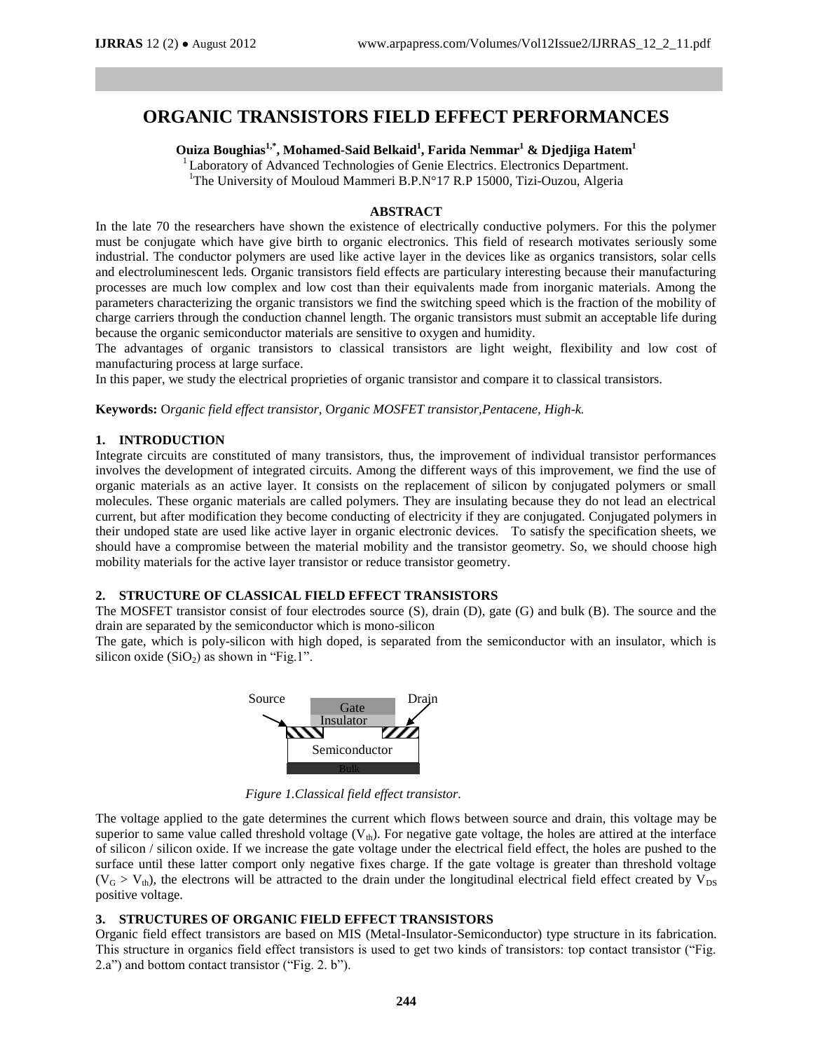# ORGANIC TRANSISTORS FIELD EFFECT PERFORMANCES

**Ouiza Boughias[1,*], Mohamed-Said Belkaid[1], Farida Nemmar[1] & Djedjiga Hatem[1]**

[1] Laboratory of Advanced Technologies of Genie Electrics. Electronics Department.
[1]The University of Mouloud Mammeri B.P.N°17 R.P 15000, Tizi-Ouzou, Algeria

## ABSTRACT

In the late 70 the researchers have shown the existence of electrically conductive polymers. For this the polymer must be conjugate which have give birth to organic electronics. This field of research motivates seriously some industrial. The conductor polymers are used like active layer in the devices like as organics transistors, solar cells and electroluminescent leds. Organic transistors field effects are particulary interesting because their manufacturing processes are much low complex and low cost than their equivalents made from inorganic materials. Among the parameters characterizing the organic transistors we find the switching speed which is the fraction of the mobility of charge carriers through the conduction channel length. The organic transistors must submit an acceptable life during because the organic semiconductor materials are sensitive to oxygen and humidity.

The advantages of organic transistors to classical transistors are light weight, flexibility and low cost of manufacturing process at large surface.

In this paper, we study the electrical proprieties of organic transistor and compare it to classical transistors.

**Keywords:** *Organic field effect transistor, Organic MOSFET transistor,Pentacene, High-k.*

## 1. INTRODUCTION

Integrate circuits are constituted of many transistors, thus, the improvement of individual transistor performances involves the development of integrated circuits. Among the different ways of this improvement, we find the use of organic materials as an active layer. It consists on the replacement of silicon by conjugated polymers or small molecules. These organic materials are called polymers. They are insulating because they do not lead an electrical current, but after modification they become conducting of electricity if they are conjugated. Conjugated polymers in their undoped state are used like active layer in organic electronic devices. To satisfy the specification sheets, we should have a compromise between the material mobility and the transistor geometry. So, we should choose high mobility materials for the active layer transistor or reduce transistor geometry.

## 2. STRUCTURE OF CLASSICAL FIELD EFFECT TRANSISTORS

The MOSFET transistor consist of four electrodes source (S), drain (D), gate (G) and bulk (B). The source and the drain are separated by the semiconductor which is mono-silicon

The gate, which is poly-silicon with high doped, is separated from the semiconductor with an insulator, which is silicon oxide ($SiO_2$) as shown in "Fig.1".

Source Gate Drain Insulator Semiconductor Bulk

*Figure 1.Classical field effect transistor.*

The voltage applied to the gate determines the current which flows between source and drain, this voltage may be superior to same value called threshold voltage ($V_{th}$). For negative gate voltage, the holes are attired at the interface of silicon / silicon oxide. If we increase the gate voltage under the electrical field effect, the holes are pushed to the surface until these latter comport only negative fixes charge. If the gate voltage is greater than threshold voltage ($V_G > V_{th}$), the electrons will be attracted to the drain under the longitudinal electrical field effect created by $V_{DS}$ positive voltage.

## 3. STRUCTURES OF ORGANIC FIELD EFFECT TRANSISTORS

Organic field effect transistors are based on MIS (Metal-Insulator-Semiconductor) type structure in its fabrication. This structure in organics field effect transistors is used to get two kinds of transistors: top contact transistor ("Fig. 2.a") and bottom contact transistor ("Fig. 2. b").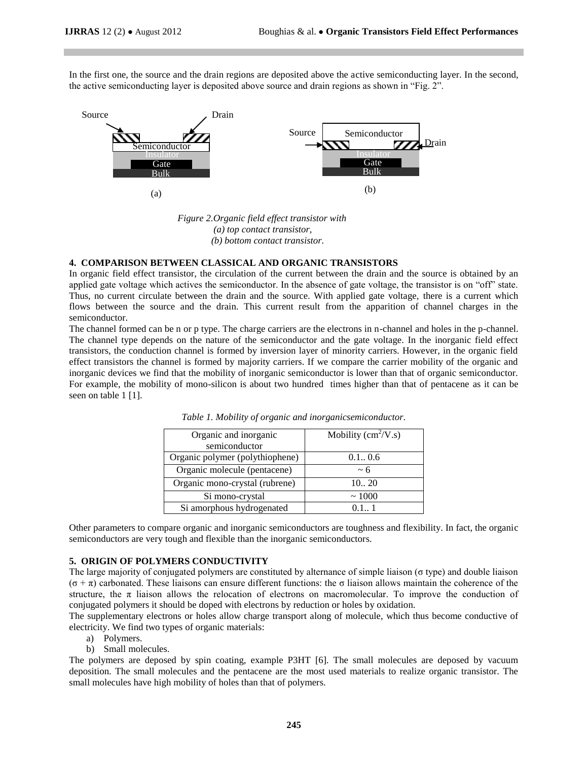In the first one, the source and the drain regions are deposited above the active semiconducting layer. In the second, the active semiconducting layer is deposited above source and drain regions as shown in "Fig. 2".

*Figure 2.Organic field effect transistor with*
*(a) top contact transistor,*
*(b) bottom contact transistor.*

## 4. COMPARISON BETWEEN CLASSICAL AND ORGANIC TRANSISTORS

In organic field effect transistor, the circulation of the current between the drain and the source is obtained by an applied gate voltage which actives the semiconductor. In the absence of gate voltage, the transistor is on "off" state. Thus, no current circulate between the drain and the source. With applied gate voltage, there is a current which flows between the source and the drain. This current result from the apparition of channel charges in the semiconductor.

The channel formed can be n or p type. The charge carriers are the electrons in n-channel and holes in the p-channel. The channel type depends on the nature of the semiconductor and the gate voltage. In the inorganic field effect transistors, the conduction channel is formed by inversion layer of minority carriers. However, in the organic field effect transistors the channel is formed by majority carriers. If we compare the carrier mobility of the organic and inorganic devices we find that the mobility of inorganic semiconductor is lower than that of organic semiconductor. For example, the mobility of mono-silicon is about two hundred times higher than that of pentacene as it can be seen on table 1 [1].

*Table 1. Mobility of organic and inorganicsemiconductor.*

| Organic and inorganic semiconductor | Mobility ($cm^2/V.s$) |
|---|---|
| Organic polymer (polythiophene) | 0.1.. 0.6 |
| Organic molecule (pentacene) | ~ 6 |
| Organic mono-crystal (rubrene) | 10.. 20 |
| Si mono-crystal | ~ 1000 |
| Si amorphous hydrogenated | 0.1.. 1 |

Other parameters to compare organic and inorganic semiconductors are toughness and flexibility. In fact, the organic semiconductors are very tough and flexible than the inorganic semiconductors.

## 5. ORIGIN OF POLYMERS CONDUCTIVITY

The large majority of conjugated polymers are constituted by alternance of simple liaison (σ type) and double liaison (σ + π) carbonated. These liaisons can ensure different functions: the σ liaison allows maintain the coherence of the structure, the π liaison allows the relocation of electrons on macromolecular. To improve the conduction of conjugated polymers it should be doped with electrons by reduction or holes by oxidation.

The supplementary electrons or holes allow charge transport along of molecule, which thus become conductive of electricity. We find two types of organic materials:

a) Polymers.
b) Small molecules.

The polymers are deposed by spin coating, example P3HT [6]. The small molecules are deposed by vacuum deposition. The small molecules and the pentacene are the most used materials to realize organic transistor. The small molecules have high mobility of holes than that of polymers.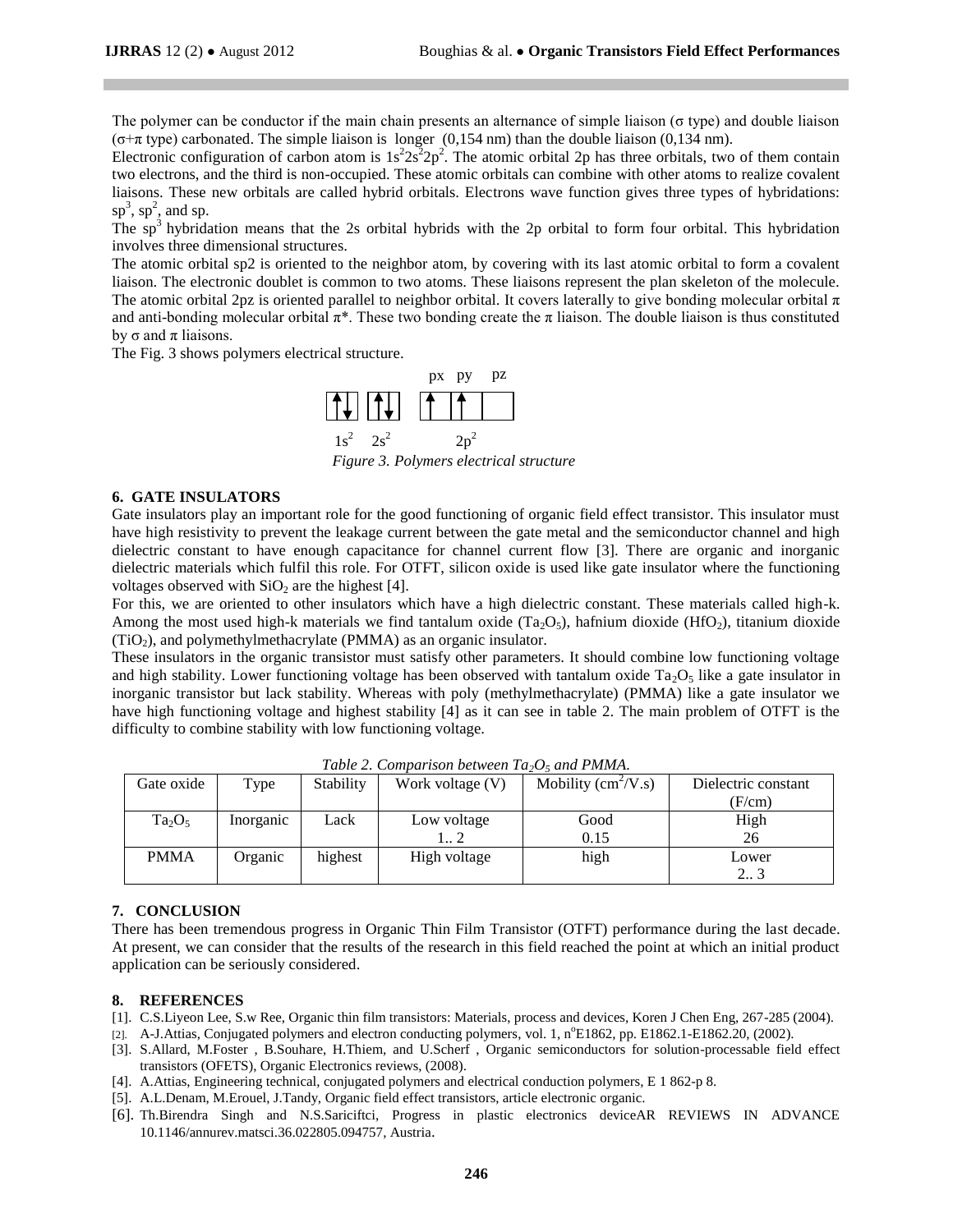The polymer can be conductor if the main chain presents an alternance of simple liaison (σ type) and double liaison (σ+π type) carbonated. The simple liaison is longer (0,154 nm) than the double liaison (0,134 nm).

Electronic configuration of carbon atom is $1s^2 2s^2 2p^2$. The atomic orbital 2p has three orbitals, two of them contain two electrons, and the third is non-occupied. These atomic orbitals can combine with other atoms to realize covalent liaisons. These new orbitals are called hybrid orbitals. Electrons wave function gives three types of hybridations: $sp^3$, $sp^2$, and sp.

The $sp^3$ hybridation means that the 2s orbital hybrids with the 2p orbital to form four orbital. This hybridation involves three dimensional structures.

The atomic orbital sp2 is oriented to the neighbor atom, by covering with its last atomic orbital to form a covalent liaison. The electronic doublet is common to two atoms. These liaisons represent the plan skeleton of the molecule. The atomic orbital 2pz is oriented parallel to neighbor orbital. It covers laterally to give bonding molecular orbital π and anti-bonding molecular orbital π*. These two bonding create the π liaison. The double liaison is thus constituted by σ and π liaisons.

The Fig. 3 shows polymers electrical structure.

px py pz

$1s^2$ $2s^2$ $2p^2$

*Figure 3. Polymers electrical structure*

## 6. GATE INSULATORS

Gate insulators play an important role for the good functioning of organic field effect transistor. This insulator must have high resistivity to prevent the leakage current between the gate metal and the semiconductor channel and high dielectric constant to have enough capacitance for channel current flow [3]. There are organic and inorganic dielectric materials which fulfil this role. For OTFT, silicon oxide is used like gate insulator where the functioning voltages observed with $SiO_2$ are the highest [4].

For this, we are oriented to other insulators which have a high dielectric constant. These materials called high-k. Among the most used high-k materials we find tantalum oxide ($Ta_2O_5$), hafnium dioxide ($HfO_2$), titanium dioxide ($TiO_2$), and polymethylmethacrylate (PMMA) as an organic insulator.

These insulators in the organic transistor must satisfy other parameters. It should combine low functioning voltage and high stability. Lower functioning voltage has been observed with tantalum oxide $Ta_2O_5$ like a gate insulator in inorganic transistor but lack stability. Whereas with poly (methylmethacrylate) (PMMA) like a gate insulator we have high functioning voltage and highest stability [4] as it can see in table 2. The main problem of OTFT is the difficulty to combine stability with low functioning voltage.

*Table 2. Comparison between $Ta_2O_5$ and PMMA.*

| Gate oxide | Type | Stability | Work voltage (V) | Mobility ($cm^2$/V.s) | Dielectric constant (F/cm) |
|---|---|---|---|---|---|
| $Ta_2O_5$ | Inorganic | Lack | Low voltage 1.. 2 | Good 0.15 | High 26 |
| PMMA | Organic | highest | High voltage | high | Lower 2.. 3 |

## 7. CONCLUSION

There has been tremendous progress in Organic Thin Film Transistor (OTFT) performance during the last decade. At present, we can consider that the results of the research in this field reached the point at which an initial product application can be seriously considered.

## 8. REFERENCES

[1]. C.S.Liyeon Lee, S.w Ree, Organic thin film transistors: Materials, process and devices, Koren J Chen Eng, 267-285 (2004).

[2]. A-J.Attias, Conjugated polymers and electron conducting polymers, vol. 1, n°E1862, pp. E1862.1-E1862.20, (2002).

[3]. S.Allard, M.Foster , B.Souhare, H.Thiem, and U.Scherf , Organic semiconductors for solution-processable field effect transistors (OFETS), Organic Electronics reviews, (2008).

[4]. A.Attias, Engineering technical, conjugated polymers and electrical conduction polymers, E 1 862-p 8.

[5]. A.L.Denam, M.Erouel, J.Tandy, Organic field effect transistors, article electronic organic.

[6]. Th.Birendra Singh and N.S.Sariciftci, Progress in plastic electronics deviceAR REVIEWS IN ADVANCE 10.1146/annurev.matsci.36.022805.094757, Austria.